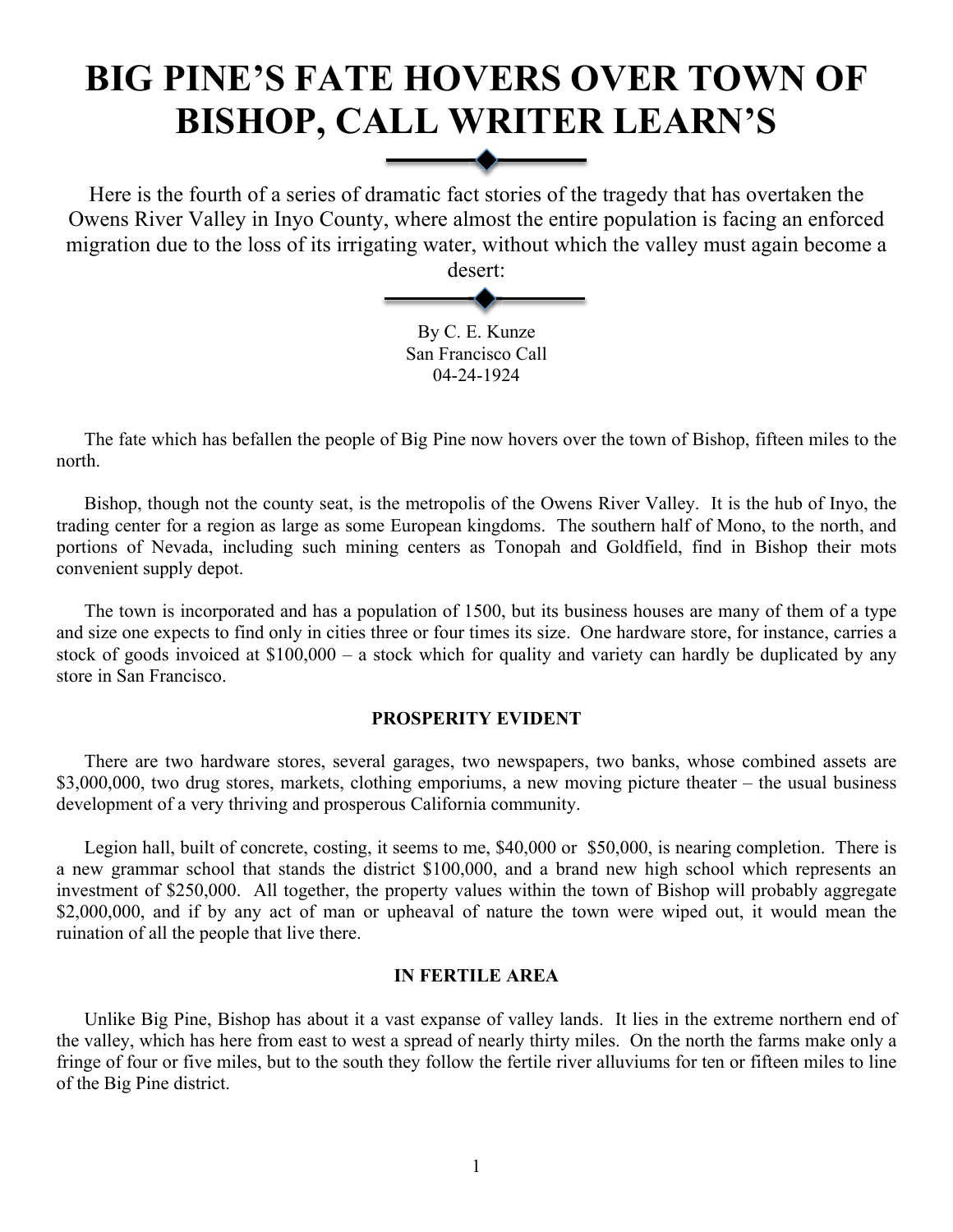# BIG PINE'S FATE HOVERS OVER TOWN OF BISHOP, CALL WRITER LEARN'S

Here is the fourth of a series of dramatic fact stories of the tragedy that has overtaken the Owens River Valley in Inyo County, where almost the entire population is facing an enforced migration due to the loss of its irrigating water, without which the valley must again become a desert:

By C. E. Kunze
San Francisco Call
04-24-1924

The fate which has befallen the people of Big Pine now hovers over the town of Bishop, fifteen miles to the north.

Bishop, though not the county seat, is the metropolis of the Owens River Valley. It is the hub of Inyo, the trading center for a region as large as some European kingdoms. The southern half of Mono, to the north, and portions of Nevada, including such mining centers as Tonopah and Goldfield, find in Bishop their mots convenient supply depot.

The town is incorporated and has a population of 1500, but its business houses are many of them of a type and size one expects to find only in cities three or four times its size. One hardware store, for instance, carries a stock of goods invoiced at $100,000 – a stock which for quality and variety can hardly be duplicated by any store in San Francisco.

#### PROSPERITY EVIDENT

There are two hardware stores, several garages, two newspapers, two banks, whose combined assets are $3,000,000, two drug stores, markets, clothing emporiums, a new moving picture theater – the usual business development of a very thriving and prosperous California community.

Legion hall, built of concrete, costing, it seems to me, $40,000 or $50,000, is nearing completion. There is a new grammar school that stands the district $100,000, and a brand new high school which represents an investment of $250,000. All together, the property values within the town of Bishop will probably aggregate $2,000,000, and if by any act of man or upheaval of nature the town were wiped out, it would mean the ruination of all the people that live there.

#### IN FERTILE AREA

Unlike Big Pine, Bishop has about it a vast expanse of valley lands. It lies in the extreme northern end of the valley, which has here from east to west a spread of nearly thirty miles. On the north the farms make only a fringe of four or five miles, but to the south they follow the fertile river alluviums for ten or fifteen miles to line of the Big Pine district.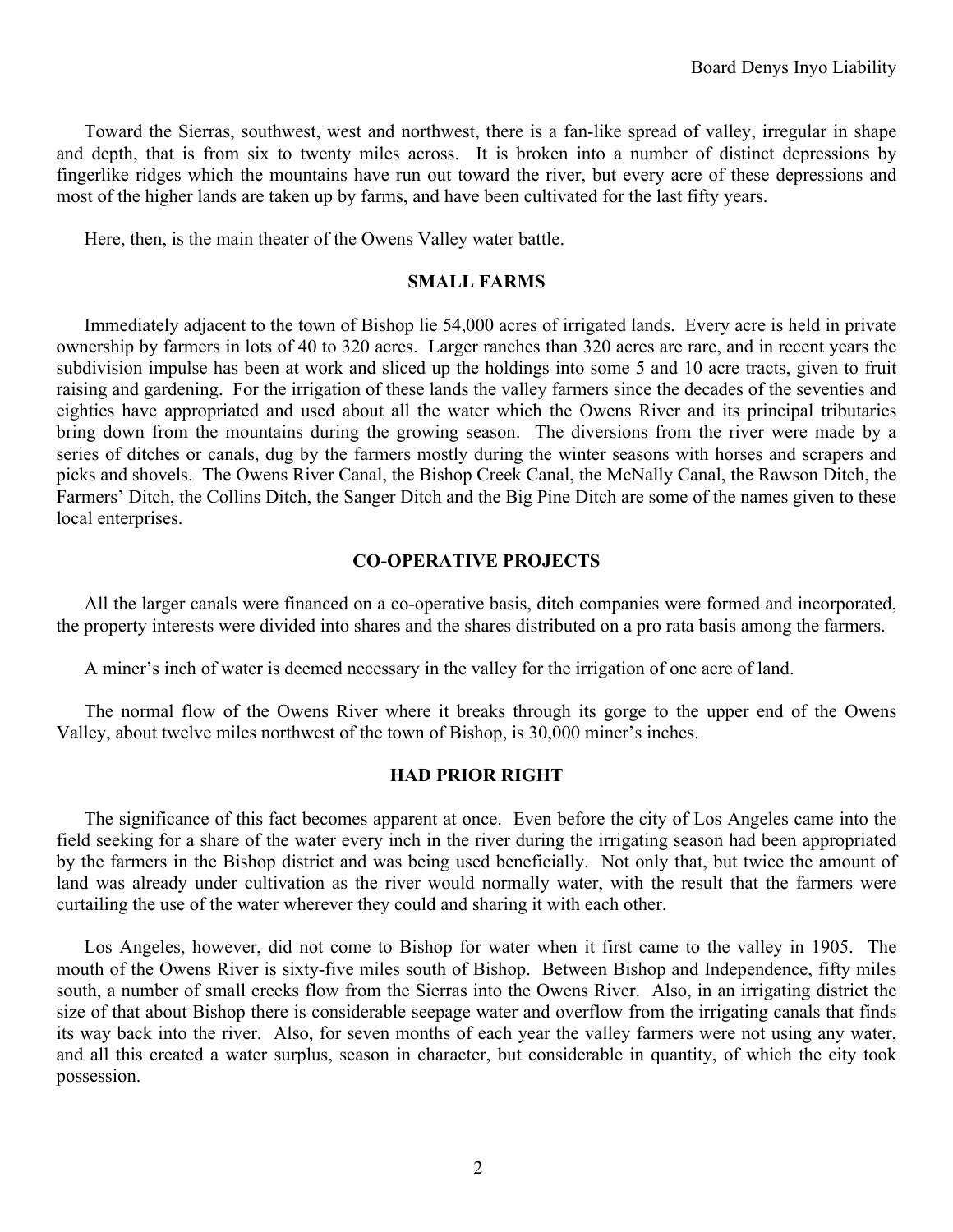Toward the Sierras, southwest, west and northwest, there is a fan-like spread of valley, irregular in shape and depth, that is from six to twenty miles across. It is broken into a number of distinct depressions by fingerlike ridges which the mountains have run out toward the river, but every acre of these depressions and most of the higher lands are taken up by farms, and have been cultivated for the last fifty years.

Here, then, is the main theater of the Owens Valley water battle.

**SMALL FARMS**

Immediately adjacent to the town of Bishop lie 54,000 acres of irrigated lands. Every acre is held in private ownership by farmers in lots of 40 to 320 acres. Larger ranches than 320 acres are rare, and in recent years the subdivision impulse has been at work and sliced up the holdings into some 5 and 10 acre tracts, given to fruit raising and gardening. For the irrigation of these lands the valley farmers since the decades of the seventies and eighties have appropriated and used about all the water which the Owens River and its principal tributaries bring down from the mountains during the growing season. The diversions from the river were made by a series of ditches or canals, dug by the farmers mostly during the winter seasons with horses and scrapers and picks and shovels. The Owens River Canal, the Bishop Creek Canal, the McNally Canal, the Rawson Ditch, the Farmers' Ditch, the Collins Ditch, the Sanger Ditch and the Big Pine Ditch are some of the names given to these local enterprises.

**CO-OPERATIVE PROJECTS**

All the larger canals were financed on a co-operative basis, ditch companies were formed and incorporated, the property interests were divided into shares and the shares distributed on a pro rata basis among the farmers.

A miner's inch of water is deemed necessary in the valley for the irrigation of one acre of land.

The normal flow of the Owens River where it breaks through its gorge to the upper end of the Owens Valley, about twelve miles northwest of the town of Bishop, is 30,000 miner's inches.

**HAD PRIOR RIGHT**

The significance of this fact becomes apparent at once. Even before the city of Los Angeles came into the field seeking for a share of the water every inch in the river during the irrigating season had been appropriated by the farmers in the Bishop district and was being used beneficially. Not only that, but twice the amount of land was already under cultivation as the river would normally water, with the result that the farmers were curtailing the use of the water wherever they could and sharing it with each other.

Los Angeles, however, did not come to Bishop for water when it first came to the valley in 1905. The mouth of the Owens River is sixty-five miles south of Bishop. Between Bishop and Independence, fifty miles south, a number of small creeks flow from the Sierras into the Owens River. Also, in an irrigating district the size of that about Bishop there is considerable seepage water and overflow from the irrigating canals that finds its way back into the river. Also, for seven months of each year the valley farmers were not using any water, and all this created a water surplus, season in character, but considerable in quantity, of which the city took possession.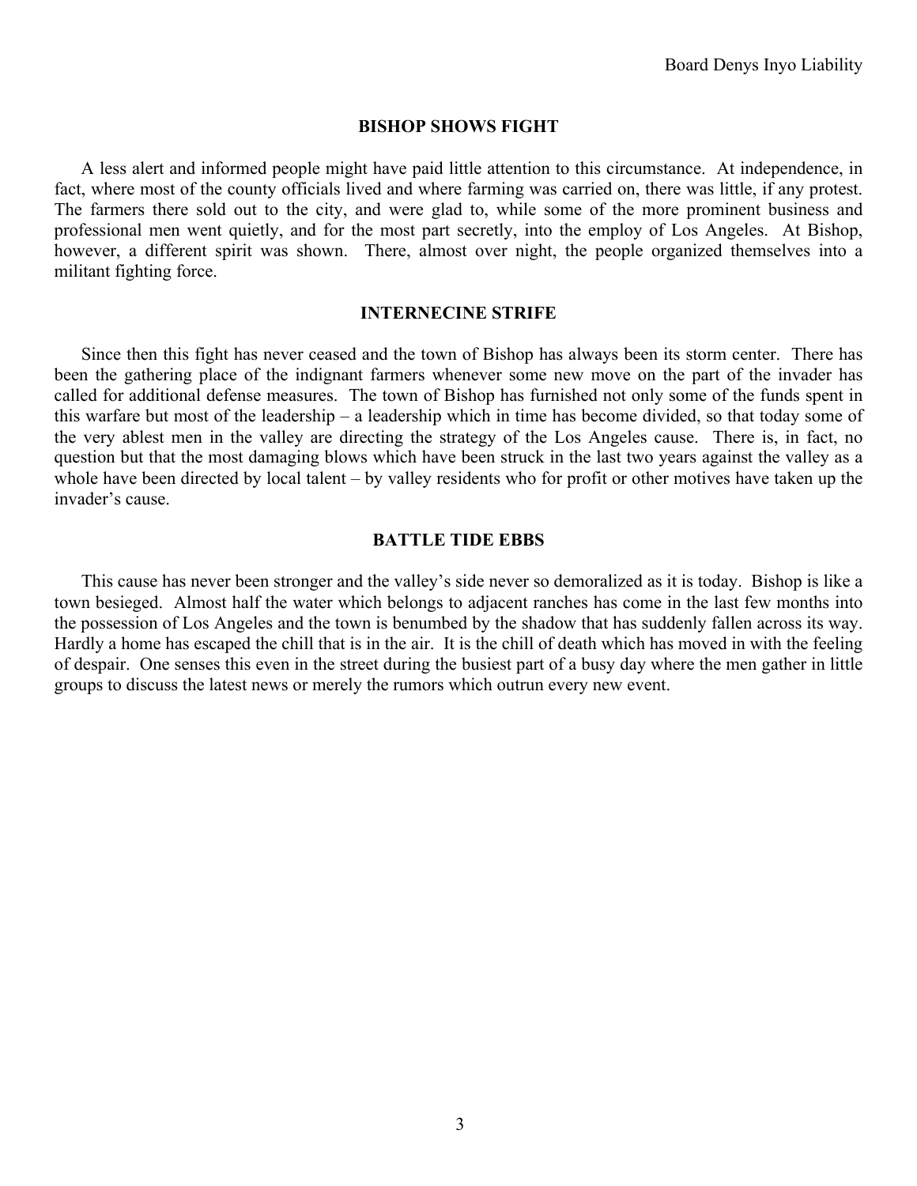### BISHOP SHOWS FIGHT

A less alert and informed people might have paid little attention to this circumstance. At independence, in fact, where most of the county officials lived and where farming was carried on, there was little, if any protest. The farmers there sold out to the city, and were glad to, while some of the more prominent business and professional men went quietly, and for the most part secretly, into the employ of Los Angeles. At Bishop, however, a different spirit was shown. There, almost over night, the people organized themselves into a militant fighting force.

### INTERNECINE STRIFE

Since then this fight has never ceased and the town of Bishop has always been its storm center. There has been the gathering place of the indignant farmers whenever some new move on the part of the invader has called for additional defense measures. The town of Bishop has furnished not only some of the funds spent in this warfare but most of the leadership – a leadership which in time has become divided, so that today some of the very ablest men in the valley are directing the strategy of the Los Angeles cause. There is, in fact, no question but that the most damaging blows which have been struck in the last two years against the valley as a whole have been directed by local talent – by valley residents who for profit or other motives have taken up the invader's cause.

### BATTLE TIDE EBBS

This cause has never been stronger and the valley's side never so demoralized as it is today. Bishop is like a town besieged. Almost half the water which belongs to adjacent ranches has come in the last few months into the possession of Los Angeles and the town is benumbed by the shadow that has suddenly fallen across its way. Hardly a home has escaped the chill that is in the air. It is the chill of death which has moved in with the feeling of despair. One senses this even in the street during the busiest part of a busy day where the men gather in little groups to discuss the latest news or merely the rumors which outrun every new event.